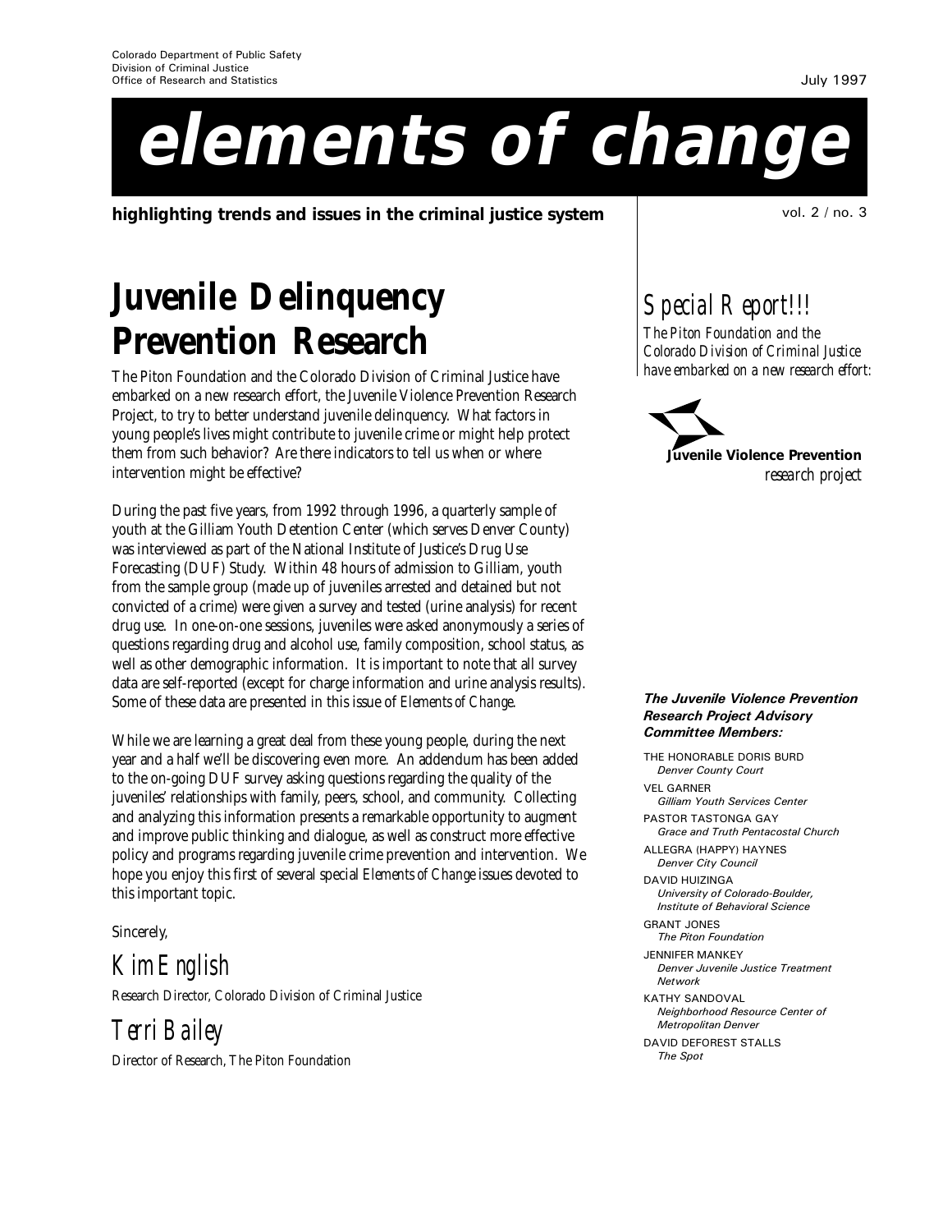Colorado Department of Public Safety
Division of Criminal Justice
Office of Research and Statistics

July 1997

# elements of change

**highlighting trends and issues in the criminal justice system**

vol. 2 / no. 3

## Juvenile Delinquency Prevention Research

The Piton Foundation and the Colorado Division of Criminal Justice have embarked on a new research effort, the Juvenile Violence Prevention Research Project, to try to better understand juvenile delinquency. What factors in young people's lives might contribute to juvenile crime or might help protect them from such behavior? Are there indicators to tell us when or where intervention might be effective?

During the past five years, from 1992 through 1996, a quarterly sample of youth at the Gilliam Youth Detention Center (which serves Denver County) was interviewed as part of the National Institute of Justice's Drug Use Forecasting (DUF) Study. Within 48 hours of admission to Gilliam, youth from the sample group (made up of juveniles arrested and detained but not convicted of a crime) were given a survey and tested (urine analysis) for recent drug use. In one-on-one sessions, juveniles were asked anonymously a series of questions regarding drug and alcohol use, family composition, school status, as well as other demographic information. It is important to note that all survey data are self-reported (except for charge information and urine analysis results). Some of these data are presented in this issue of *Elements of Change*.

While we are learning a great deal from these young people, during the next year and a half we'll be discovering even more. An addendum has been added to the on-going DUF survey asking questions regarding the quality of the juveniles' relationships with family, peers, school, and community. Collecting and analyzing this information presents a remarkable opportunity to augment and improve public thinking and dialogue, as well as construct more effective policy and programs regarding juvenile crime prevention and intervention. We hope you enjoy this first of several special *Elements of Change* issues devoted to this important topic.

Sincerely,

*Kim English*
Research Director, Colorado Division of Criminal Justice

*Terri Bailey*
Director of Research, The Piton Foundation

## *Special Report!!!*

*The Piton Foundation and the Colorado Division of Criminal Justice have embarked on a new research effort:*

**Juvenile Violence Prevention**
*research project*

***The Juvenile Violence Prevention Research Project Advisory Committee Members:***

THE HONORABLE DORIS BURD
*Denver County Court*

VEL GARNER
*Gilliam Youth Services Center*

PASTOR TASTONGA GAY
*Grace and Truth Pentacostal Church*

ALLEGRA (HAPPY) HAYNES
*Denver City Council*

DAVID HUIZINGA
*University of Colorado-Boulder, Institute of Behavioral Science*

GRANT JONES
*The Piton Foundation*

JENNIFER MANKEY
*Denver Juvenile Justice Treatment Network*

KATHY SANDOVAL
*Neighborhood Resource Center of Metropolitan Denver*

DAVID DEFOREST STALLS
*The Spot*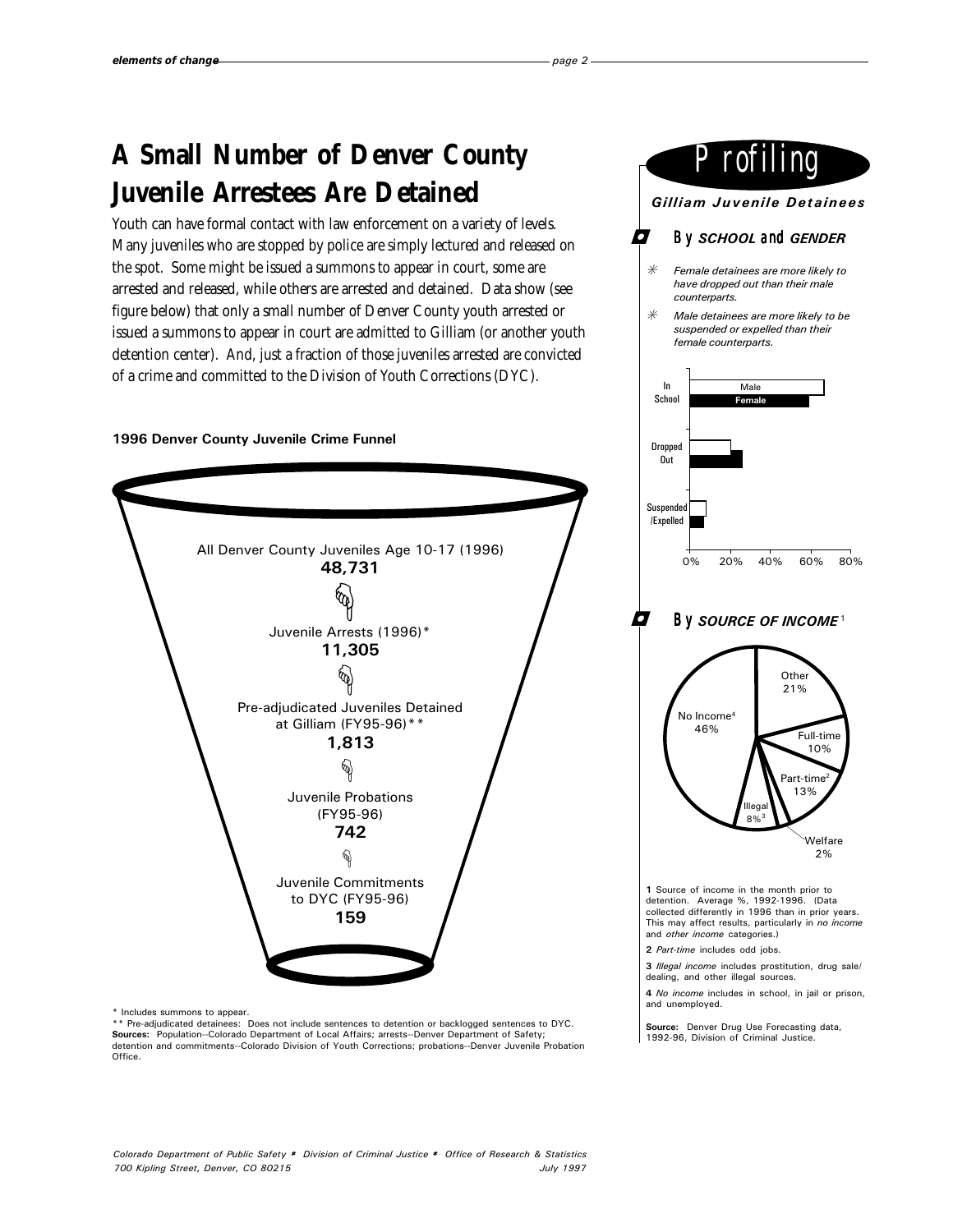# A Small Number of Denver County Juvenile Arrestees Are Detained

Youth can have formal contact with law enforcement on a variety of levels. Many juveniles who are stopped by police are simply lectured and released on the spot. Some might be issued a summons to appear in court, some are arrested and released, while others are arrested and detained. Data show (see figure below) that only a small number of Denver County youth arrested or issued a summons to appear in court are admitted to Gilliam (or another youth detention center). And, just a fraction of those juveniles arrested are convicted of a crime and committed to the Division of Youth Corrections (DYC).

**1996 Denver County Juvenile Crime Funnel**

All Denver County Juveniles Age 10-17 (1996)
**48,731**

Juvenile Arrests (1996)*
**11,305**

Pre-adjudicated Juveniles Detained at Gilliam (FY95-96)**
**1,813**

Juvenile Probations (FY95-96)
**742**

Juvenile Commitments to DYC (FY95-96)
**159**

* Includes summons to appear.
** Pre-adjudicated detainees: Does not include sentences to detention or backlogged sentences to DYC.
**Sources:** Population--Colorado Department of Local Affairs; arrests--Denver Department of Safety; detention and commitments--Colorado Division of Youth Corrections; probations--Denver Juvenile Probation Office.

# Profiling

***Gilliam Juvenile Detainees***

## By *SCHOOL* and *GENDER*

- *Female detainees are more likely to have dropped out than their male counterparts.*
- *Male detainees are more likely to be suspended or expelled than their female counterparts.*

## By *SOURCE OF INCOME*[1]

| Source of Income | % |
|---|---|
| No Income[4] | 46% |
| Other | 21% |
| Full-time | 10% |
| Part-time[2] | 13% |
| Welfare | 2% |
| Illegal[3] | 8% |

**1** Source of income in the month prior to detention. Average %, 1992-1996. (Data collected differently in 1996 than in prior years. This may affect results, particularly in *no income* and *other income* categories.)

**2** *Part-time* includes odd jobs.

**3** *Illegal income* includes prostitution, drug sale/dealing, and other illegal sources.

**4** *No income* includes in school, in jail or prison, and unemployed.

**Source:** Denver Drug Use Forecasting data, 1992-96, Division of Criminal Justice.

*Colorado Department of Public Safety * Division of Criminal Justice * Office of Research & Statistics*
*700 Kipling Street, Denver, CO 80215* *July 1997*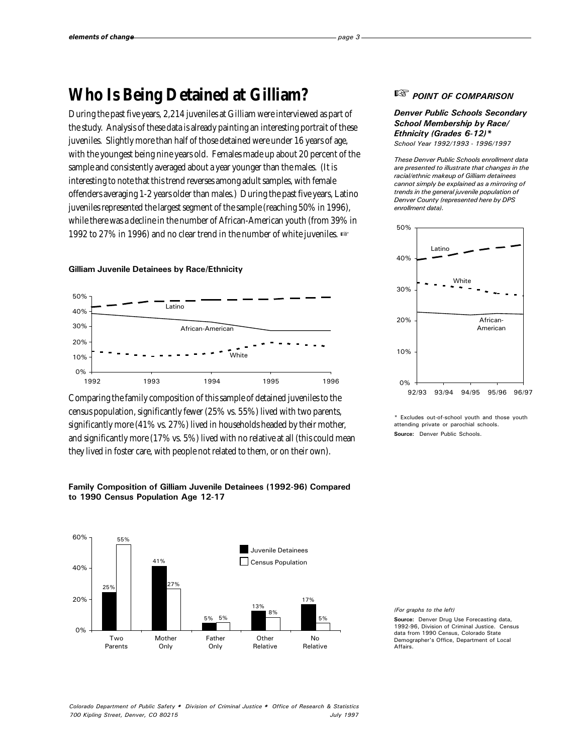# Who Is Being Detained at Gilliam?

During the past five years, 2,214 juveniles at Gilliam were interviewed as part of the study. Analysis of these data is already painting an interesting portrait of these juveniles. Slightly more than half of those detained were under 16 years of age, with the youngest being nine years old. Females made up about 20 percent of the sample and consistently averaged about a year younger than the males. (It is interesting to note that this trend reverses among adult samples, with female offenders averaging 1-2 years older than males.) During the past five years, Latino juveniles represented the largest segment of the sample (reaching 50% in 1996), while there was a decline in the number of African-American youth (from 39% in 1992 to 27% in 1996) and no clear trend in the number of white juveniles. ☞

**Gilliam Juvenile Detainees by Race/Ethnicity**

Comparing the family composition of this sample of detained juveniles to the census population, significantly fewer (25% vs. 55%) lived with two parents, significantly more (41% vs. 27%) lived in households headed by their mother, and significantly more (17% vs. 5%) lived with no relative at all (this could mean they lived in foster care, with people not related to them, or on their own).

**Family Composition of Gilliam Juvenile Detainees (1992-96) Compared to 1990 Census Population Age 12-17**

| | Two Parents | Mother Only | Father Only | Other Relative | No Relative |
|---|---|---|---|---|---|
| Juvenile Detainees | 25% | 41% | 5% | 13% | 17% |
| Census Population | 55% | 27% | 5% | 8% | 5% |

*(For graphs to the left)*

**Source:** Denver Drug Use Forecasting data, 1992-96, Division of Criminal Justice. Census data from 1990 Census, Colorado State Demographer's Office, Department of Local Affairs.

## ☞ *POINT OF COMPARISON*

***Denver Public Schools Secondary School Membership by Race/ Ethnicity (Grades 6-12)\****

*School Year 1992/1993 - 1996/1997*

*These Denver Public Schools enrollment data are presented to illustrate that changes in the racial/ethnic makeup of Gilliam detainees cannot simply be explained as a mirroring of trends in the general juvenile population of Denver County (represented here by DPS enrollment data).*

\* Excludes out-of-school youth and those youth attending private or parochial schools.

**Source:** Denver Public Schools.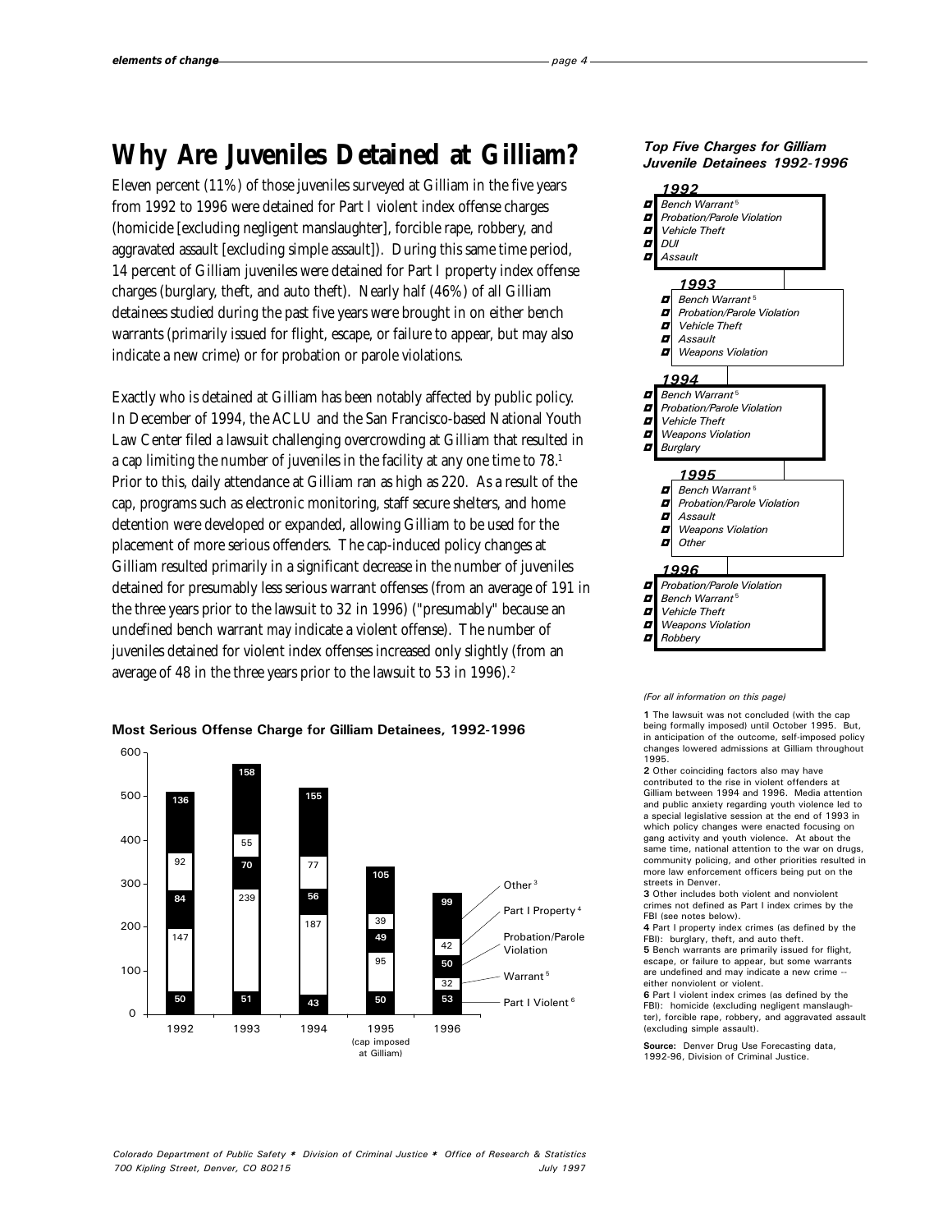# Why Are Juveniles Detained at Gilliam?

Eleven percent (11%) of those juveniles surveyed at Gilliam in the five years from 1992 to 1996 were detained for Part I violent index offense charges (homicide [excluding negligent manslaughter], forcible rape, robbery, and aggravated assault [excluding simple assault]). During this same time period, 14 percent of Gilliam juveniles were detained for Part I property index offense charges (burglary, theft, and auto theft). Nearly half (46%) of all Gilliam detainees studied during the past five years were brought in on either bench warrants (primarily issued for flight, escape, or failure to appear, but may also indicate a new crime) or for probation or parole violations.

Exactly who is detained at Gilliam has been notably affected by public policy. In December of 1994, the ACLU and the San Francisco-based National Youth Law Center filed a lawsuit challenging overcrowding at Gilliam that resulted in a cap limiting the number of juveniles in the facility at any one time to 78.[1] Prior to this, daily attendance at Gilliam ran as high as 220. As a result of the cap, programs such as electronic monitoring, staff secure shelters, and home detention were developed or expanded, allowing Gilliam to be used for the placement of more serious offenders. The cap-induced policy changes at Gilliam resulted primarily in a significant decrease in the number of juveniles detained for presumably less serious warrant offenses (from an average of 191 in the three years prior to the lawsuit to 32 in 1996) ("presumably" because an undefined bench warrant *may* indicate a violent offense). The number of juveniles detained for violent index offenses increased only slightly (from an average of 48 in the three years prior to the lawsuit to 53 in 1996).[2]

**Most Serious Offense Charge for Gilliam Detainees, 1992-1996**

| Offense | 1992 | 1993 | 1994 | 1995 (cap imposed at Gilliam) | 1996 |
|---|---|---|---|---|---|
| Other[3] | 136 | 158 | 155 | 105 | 99 |
| Part I Property[4] | 92 | 55 | 77 | 39 | 42 |
| Probation/Parole Violation | 84 | 70 | 56 | 49 | 50 |
| Warrant[5] | 147 | 239 | 187 | 95 | 32 |
| Part I Violent[6] | 50 | 51 | 43 | 50 | 53 |

**Top Five Charges for Gilliam Juvenile Detainees 1992-1996**

**1992**
- Bench Warrant[5]
- Probation/Parole Violation
- Vehicle Theft
- DUI
- Assault

**1993**
- Bench Warrant[5]
- Probation/Parole Violation
- Vehicle Theft
- Assault
- Weapons Violation

**1994**
- Bench Warrant[5]
- Probation/Parole Violation
- Vehicle Theft
- Weapons Violation
- Burglary

**1995**
- Bench Warrant[5]
- Probation/Parole Violation
- Assault
- Weapons Violation
- Other

**1996**
- Probation/Parole Violation
- Bench Warrant[5]
- Vehicle Theft
- Weapons Violation
- Robbery

*(For all information on this page)*

**1** The lawsuit was not concluded (with the cap being formally imposed) until October 1995. But, in anticipation of the outcome, self-imposed policy changes lowered admissions at Gilliam throughout 1995.

**2** Other coinciding factors also may have contributed to the rise in violent offenders at Gilliam between 1994 and 1996. Media attention and public anxiety regarding youth violence led to a special legislative session at the end of 1993 in which policy changes were enacted focusing on gang activity and youth violence. At about the same time, national attention to the war on drugs, community policing, and other priorities resulted in more law enforcement officers being put on the streets in Denver.

**3** Other includes both violent and nonviolent crimes not defined as Part I index crimes by the FBI (see notes below).

**4** Part I property index crimes (as defined by the FBI): burglary, theft, and auto theft.

**5** Bench warrants are primarily issued for flight, escape, or failure to appear, but some warrants are undefined and may indicate a new crime -- either nonviolent or violent.

**6** Part I violent index crimes (as defined by the FBI): homicide (excluding negligent manslaughter), forcible rape, robbery, and aggravated assault (excluding simple assault).

**Source:** Denver Drug Use Forecasting data, 1992-96, Division of Criminal Justice.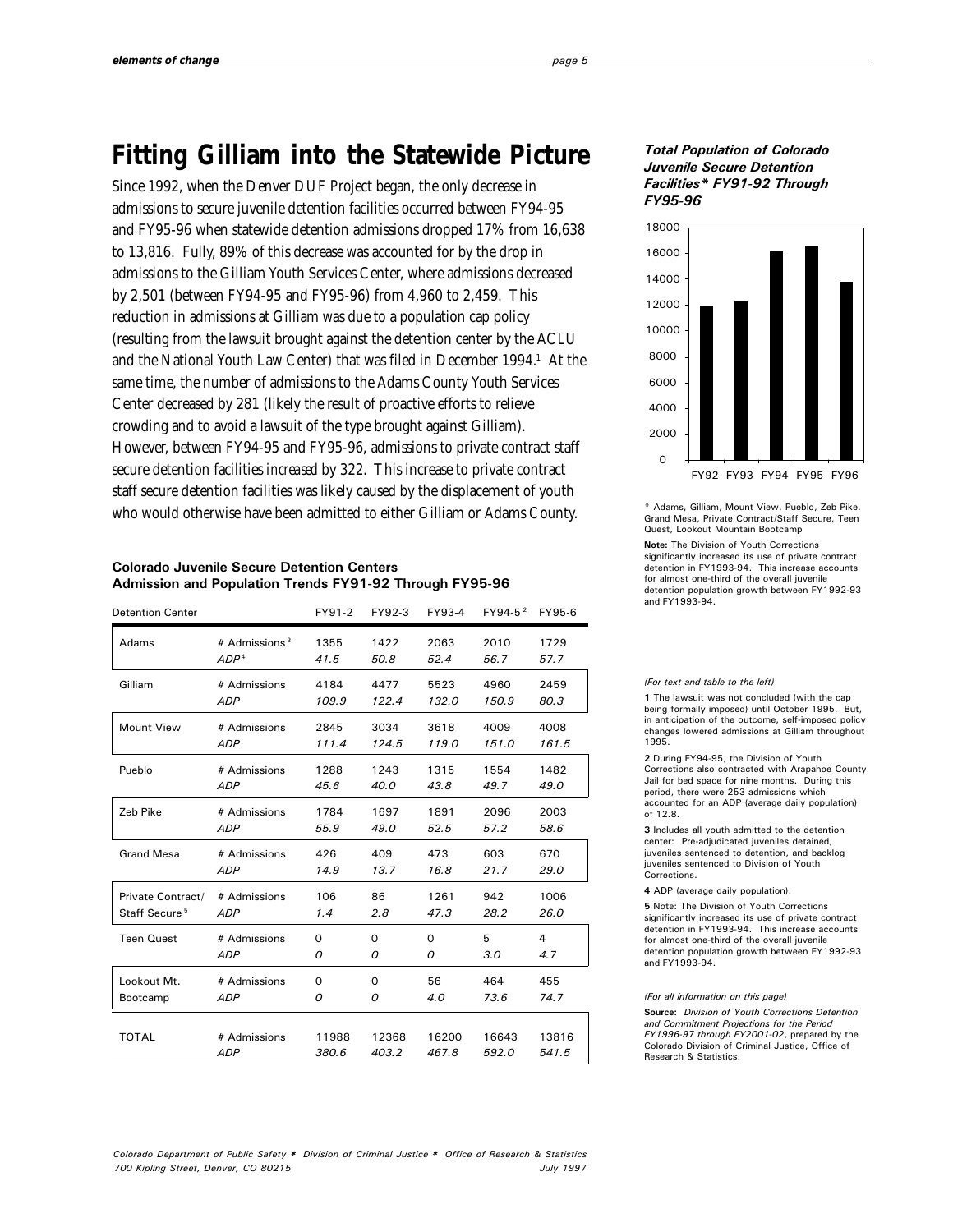# Fitting Gilliam into the Statewide Picture

Since 1992, when the Denver DUF Project began, the only decrease in admissions to secure juvenile detention facilities occurred between FY94-95 and FY95-96 when statewide detention admissions dropped 17% from 16,638 to 13,816. Fully, 89% of this decrease was accounted for by the drop in admissions to the Gilliam Youth Services Center, where admissions decreased by 2,501 (between FY94-95 and FY95-96) from 4,960 to 2,459. This reduction in admissions at Gilliam was due to a population cap policy (resulting from the lawsuit brought against the detention center by the ACLU and the National Youth Law Center) that was filed in December 1994.[1] At the same time, the number of admissions to the Adams County Youth Services Center decreased by 281 (likely the result of proactive efforts to relieve crowding and to avoid a lawsuit of the type brought against Gilliam). However, between FY94-95 and FY95-96, admissions to private contract staff secure detention facilities *increased* by 322. This increase to private contract staff secure detention facilities was likely caused by the displacement of youth who would otherwise have been admitted to either Gilliam or Adams County.

**Colorado Juvenile Secure Detention Centers**
**Admission and Population Trends FY91-92 Through FY95-96**

| Detention Center | | FY91-2 | FY92-3 | FY93-4 | FY94-5[2] | FY95-6 |
|---|---|---|---|---|---|---|
| Adams | # Admissions[3] | 1355 | 1422 | 2063 | 2010 | 1729 |
| | *ADP*[4] | *41.5* | *50.8* | *52.4* | *56.7* | *57.7* |
| Gilliam | # Admissions | 4184 | 4477 | 5523 | 4960 | 2459 |
| | *ADP* | *109.9* | *122.4* | *132.0* | *150.9* | *80.3* |
| Mount View | # Admissions | 2845 | 3034 | 3618 | 4009 | 4008 |
| | *ADP* | *111.4* | *124.5* | *119.0* | *151.0* | *161.5* |
| Pueblo | # Admissions | 1288 | 1243 | 1315 | 1554 | 1482 |
| | *ADP* | *45.6* | *40.0* | *43.8* | *49.7* | *49.0* |
| Zeb Pike | # Admissions | 1784 | 1697 | 1891 | 2096 | 2003 |
| | *ADP* | *55.9* | *49.0* | *52.5* | *57.2* | *58.6* |
| Grand Mesa | # Admissions | 426 | 409 | 473 | 603 | 670 |
| | *ADP* | *14.9* | *13.7* | *16.8* | *21.7* | *29.0* |
| Private Contract/ Staff Secure[5] | # Admissions | 106 | 86 | 1261 | 942 | 1006 |
| | *ADP* | *1.4* | *2.8* | *47.3* | *28.2* | *26.0* |
| Teen Quest | # Admissions | 0 | 0 | 0 | 5 | 4 |
| | *ADP* | *0* | *0* | *0* | *3.0* | *4.7* |
| Lookout Mt. Bootcamp | # Admissions | 0 | 0 | 56 | 464 | 455 |
| | *ADP* | *0* | *0* | *4.0* | *73.6* | *74.7* |
| TOTAL | # Admissions | 11988 | 12368 | 16200 | 16643 | 13816 |
| | *ADP* | *380.6* | *403.2* | *467.8* | *592.0* | *541.5* |

***Total Population of Colorado Juvenile Secure Detention Facilities\* FY91-92 Through FY95-96***

\* Adams, Gilliam, Mount View, Pueblo, Zeb Pike, Grand Mesa, Private Contract/Staff Secure, Teen Quest, Lookout Mountain Bootcamp

**Note:** The Division of Youth Corrections significantly increased its use of private contract detention in FY1993-94. This increase accounts for almost one-third of the overall juvenile detention population growth between FY1992-93 and FY1993-94.

*(For text and table to the left)*

**1** The lawsuit was not concluded (with the cap being formally imposed) until October 1995. But, in anticipation of the outcome, self-imposed policy changes lowered admissions at Gilliam throughout 1995.

**2** During FY94-95, the Division of Youth Corrections also contracted with Arapahoe County Jail for bed space for nine months. During this period, there were 253 admissions which accounted for an ADP (average daily population) of 12.8.

**3** Includes all youth admitted to the detention center: Pre-adjudicated juveniles detained, juveniles sentenced to detention, and backlog juveniles sentenced to Division of Youth Corrections.

**4** ADP (average daily population).

**5** Note: The Division of Youth Corrections significantly increased its use of private contract detention in FY1993-94. This increase accounts for almost one-third of the overall juvenile detention population growth between FY1992-93 and FY1993-94.

*(For all information on this page)*

**Source:** *Division of Youth Corrections Detention and Commitment Projections for the Period FY1996-97 through FY2001-02*, prepared by the Colorado Division of Criminal Justice, Office of Research & Statistics.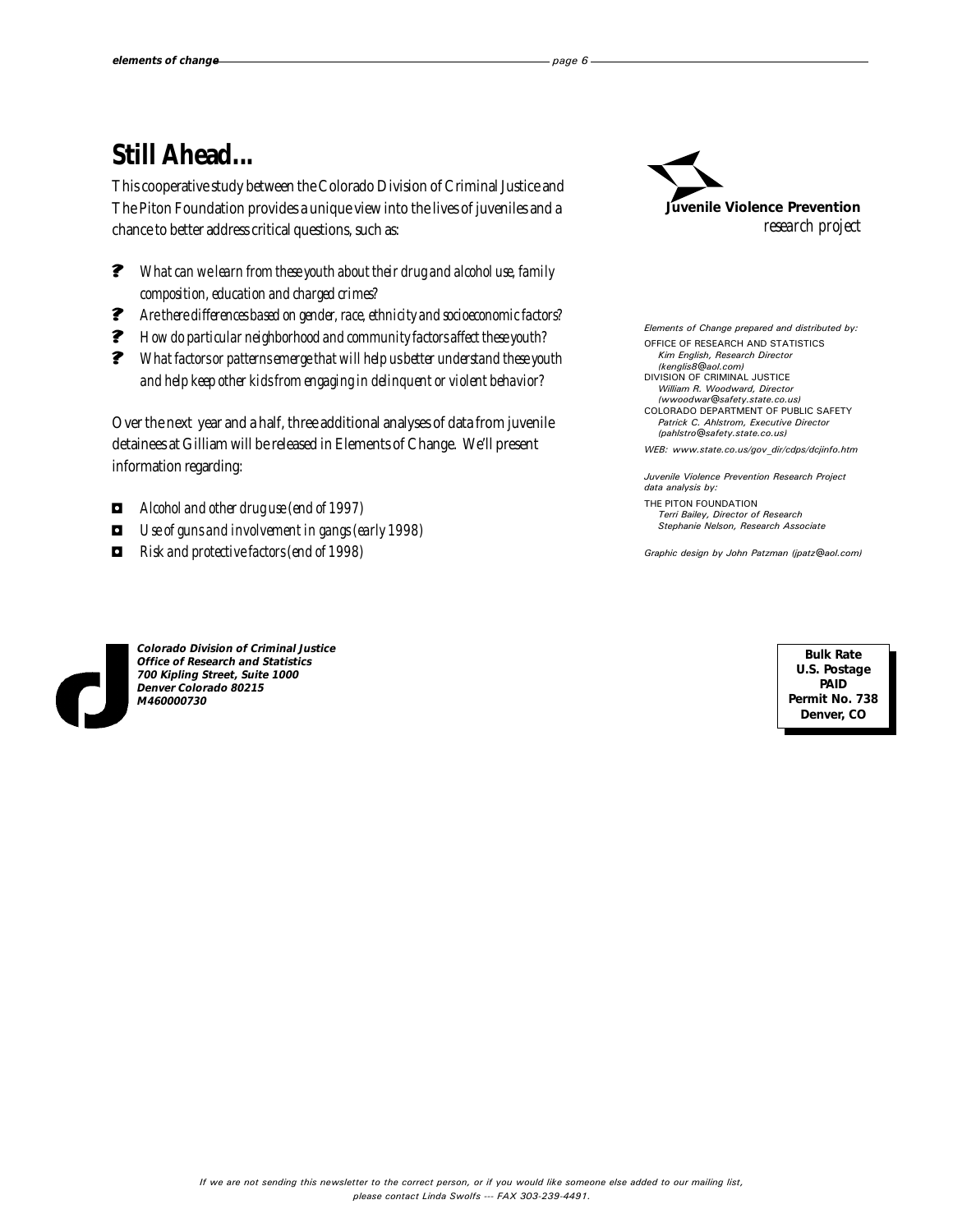# Still Ahead...

This cooperative study between the Colorado Division of Criminal Justice and The Piton Foundation provides a unique view into the lives of juveniles and a chance to better address critical questions, such as:

- *What can we learn from these youth about their drug and alcohol use, family composition, education and charged crimes?*
- *Are there differences based on gender, race, ethnicity and socioeconomic factors?*
- *How do particular neighborhood and community factors affect these youth?*
- *What factors or patterns emerge that will help us better understand these youth and help keep other kids from engaging in delinquent or violent behavior?*

Over the next year and a half, three additional analyses of data from juvenile detainees at Gilliam will be released in Elements of Change. We'll present information regarding:

- *Alcohol and other drug use (end of 1997)*
- *Use of guns and involvement in gangs (early 1998)*
- *Risk and protective factors (end of 1998)*

**Juvenile Violence Prevention**
*research project*

*Elements of Change prepared and distributed by:*

OFFICE OF RESEARCH AND STATISTICS
*Kim English, Research Director*
*(kenglis8@aol.com)*

DIVISION OF CRIMINAL JUSTICE
*William R. Woodward, Director*
*(wwoodwar@safety.state.co.us)*

COLORADO DEPARTMENT OF PUBLIC SAFETY
*Patrick C. Ahlstrom, Executive Director*
*(pahlstro@safety.state.co.us)*

*WEB: www.state.co.us/gov_dir/cdps/dcjinfo.htm*

*Juvenile Violence Prevention Research Project data analysis by:*

THE PITON FOUNDATION
*Terri Bailey, Director of Research*
*Stephanie Nelson, Research Associate*

*Graphic design by John Patzman (jpatz@aol.com)*

***Colorado Division of Criminal Justice***
***Office of Research and Statistics***
***700 Kipling Street, Suite 1000***
***Denver Colorado 80215***
***M460000730***

**Bulk Rate**
**U.S. Postage**
**PAID**
**Permit No. 738**
**Denver, CO**

*If we are not sending this newsletter to the correct person, or if you would like someone else added to our mailing list, please contact Linda Swolfs --- FAX 303-239-4491.*